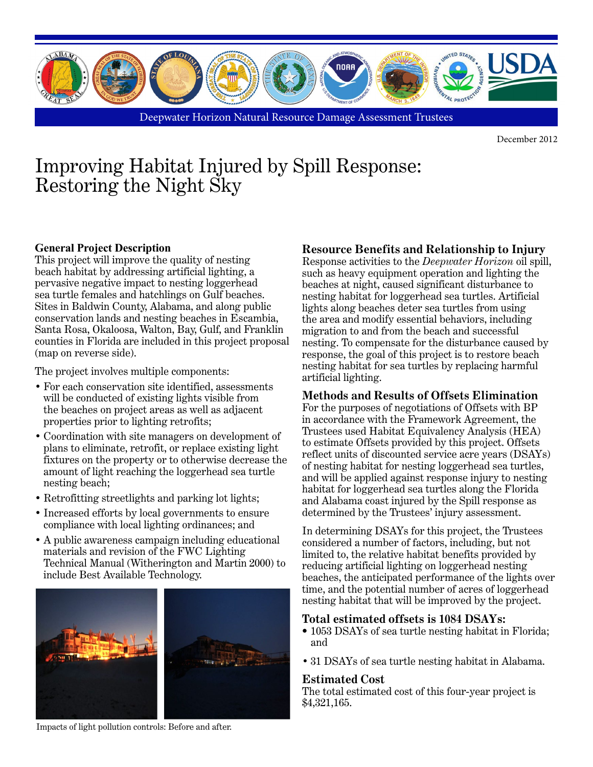Deepwater Horizon Natural Resource Damage Assessment Trustees

December 2012

# Improving Habitat Injured by Spill Response: Restoring the Night Sky

### General Project Description

This project will improve the quality of nesting beach habitat by addressing artificial lighting, a pervasive negative impact to nesting loggerhead sea turtle females and hatchlings on Gulf beaches. Sites in Baldwin County, Alabama, and along public conservation lands and nesting beaches in Escambia, Santa Rosa, Okaloosa, Walton, Bay, Gulf, and Franklin counties in Florida are included in this project proposal (map on reverse side).

The project involves multiple components:

- For each conservation site identified, assessments will be conducted of existing lights visible from the beaches on project areas as well as adjacent properties prior to lighting retrofits;
- Coordination with site managers on development of plans to eliminate, retrofit, or replace existing light fixtures on the property or to otherwise decrease the amount of light reaching the loggerhead sea turtle nesting beach;
- Retrofitting streetlights and parking lot lights;
- Increased efforts by local governments to ensure compliance with local lighting ordinances; and
- A public awareness campaign including educational materials and revision of the FWC Lighting Technical Manual (Witherington and Martin 2000) to include Best Available Technology.

Impacts of light pollution controls: Before and after.

### Resource Benefits and Relationship to Injury

Response activities to the *Deepwater Horizon* oil spill, such as heavy equipment operation and lighting the beaches at night, caused significant disturbance to nesting habitat for loggerhead sea turtles. Artificial lights along beaches deter sea turtles from using the area and modify essential behaviors, including migration to and from the beach and successful nesting. To compensate for the disturbance caused by response, the goal of this project is to restore beach nesting habitat for sea turtles by replacing harmful artificial lighting.

### Methods and Results of Offsets Elimination

For the purposes of negotiations of Offsets with BP in accordance with the Framework Agreement, the Trustees used Habitat Equivalency Analysis (HEA) to estimate Offsets provided by this project. Offsets reflect units of discounted service acre years (DSAYs) of nesting habitat for nesting loggerhead sea turtles, and will be applied against response injury to nesting habitat for loggerhead sea turtles along the Florida and Alabama coast injured by the Spill response as determined by the Trustees' injury assessment.

In determining DSAYs for this project, the Trustees considered a number of factors, including, but not limited to, the relative habitat benefits provided by reducing artificial lighting on loggerhead nesting beaches, the anticipated performance of the lights over time, and the potential number of acres of loggerhead nesting habitat that will be improved by the project.

### Total estimated offsets is 1084 DSAYs:

- 1053 DSAYs of sea turtle nesting habitat in Florida; and
- 31 DSAYs of sea turtle nesting habitat in Alabama.

### Estimated Cost

The total estimated cost of this four-year project is $4,321,165.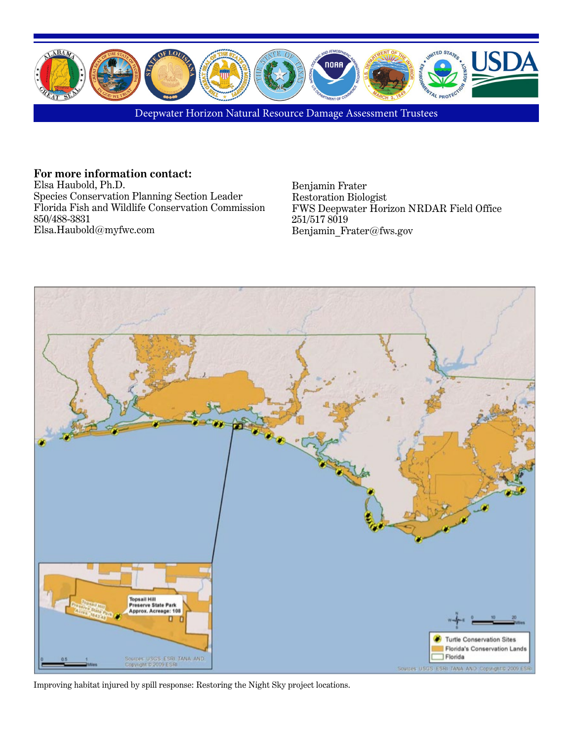Deepwater Horizon Natural Resource Damage Assessment Trustees

**For more information contact:**

Elsa Haubold, Ph.D.
Species Conservation Planning Section Leader
Florida Fish and Wildlife Conservation Commission
850/488-3831
Elsa.Haubold@myfwc.com

Benjamin Frater
Restoration Biologist
FWS Deepwater Horizon NRDAR Field Office
251/517 8019
Benjamin_Frater@fws.gov

Topsail Hill Preserve State Park
Approx. Acreage: 108

Topsail Hill Preserve State Park Acres: 1643.48

Turtle Conservation Sites
Florida's Conservation Lands
Florida

Sources: USGS, ESRI, TANA, AND Copyright © 2009 ESRI

Improving habitat injured by spill response: Restoring the Night Sky project locations.